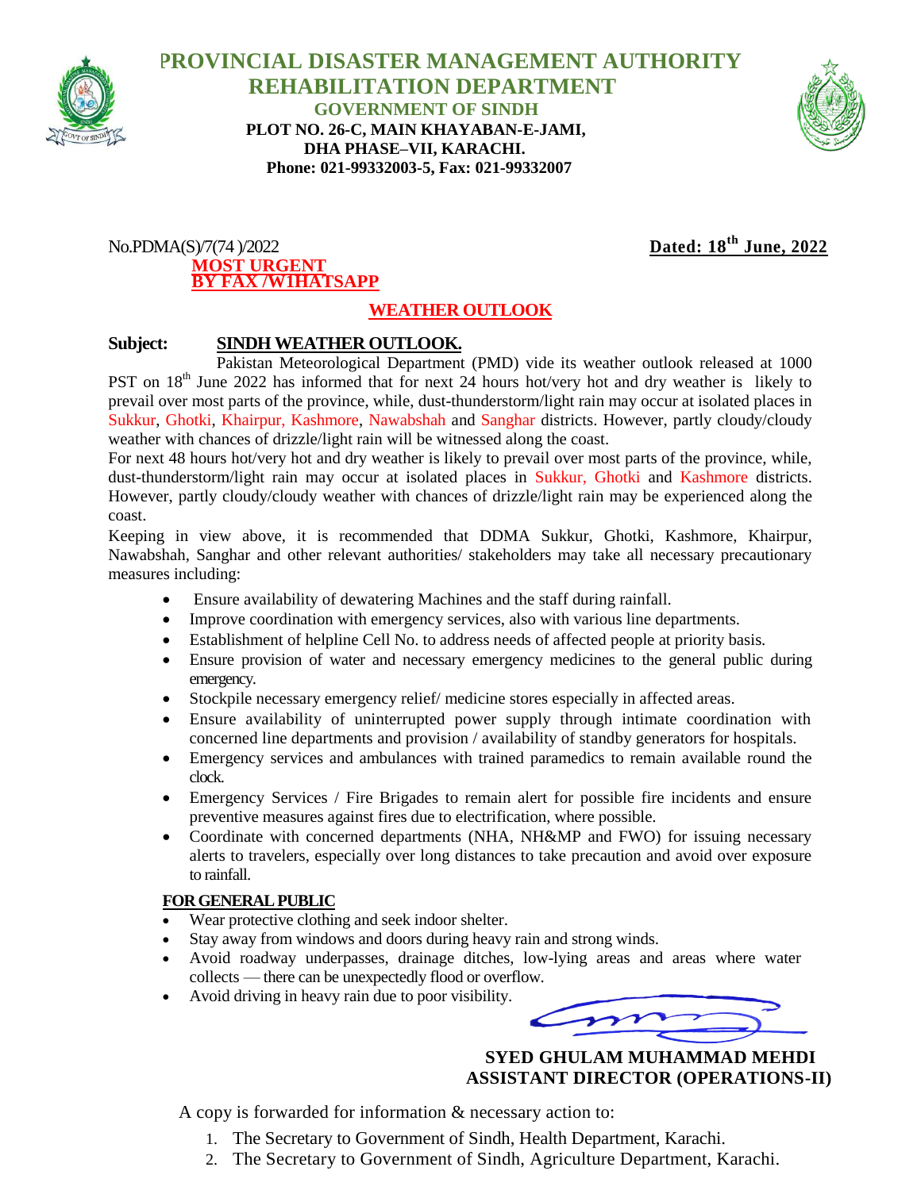# PROVINCIAL DISASTER MANAGEMENT AUTHORITY
## REHABILITATION DEPARTMENT
### GOVERNMENT OF SINDH

**PLOT NO. 26-C, MAIN KHAYABAN-E-JAMI,**
**DHA PHASE–VII, KARACHI.**
**Phone: 021-99332003-5, Fax: 021-99332007**

No.PDMA(S)/7(74 )/2022 **Dated: 18th June, 2022**

**MOST URGENT**
**BY FAX /WIHATSAPP**

**WEATHER OUTLOOK**

**Subject: SINDH WEATHER OUTLOOK.**

Pakistan Meteorological Department (PMD) vide its weather outlook released at 1000 PST on 18th June 2022 has informed that for next 24 hours hot/very hot and dry weather is likely to prevail over most parts of the province, while, dust-thunderstorm/light rain may occur at isolated places in Sukkur, Ghotki, Khairpur, Kashmore, Nawabshah and Sanghar districts. However, partly cloudy/cloudy weather with chances of drizzle/light rain will be witnessed along the coast.

For next 48 hours hot/very hot and dry weather is likely to prevail over most parts of the province, while, dust-thunderstorm/light rain may occur at isolated places in Sukkur, Ghotki and Kashmore districts. However, partly cloudy/cloudy weather with chances of drizzle/light rain may be experienced along the coast.

Keeping in view above, it is recommended that DDMA Sukkur, Ghotki, Kashmore, Khairpur, Nawabshah, Sanghar and other relevant authorities/ stakeholders may take all necessary precautionary measures including:

- Ensure availability of dewatering Machines and the staff during rainfall.
- Improve coordination with emergency services, also with various line departments.
- Establishment of helpline Cell No. to address needs of affected people at priority basis.
- Ensure provision of water and necessary emergency medicines to the general public during emergency.
- Stockpile necessary emergency relief/ medicine stores especially in affected areas.
- Ensure availability of uninterrupted power supply through intimate coordination with concerned line departments and provision / availability of standby generators for hospitals.
- Emergency services and ambulances with trained paramedics to remain available round the clock.
- Emergency Services / Fire Brigades to remain alert for possible fire incidents and ensure preventive measures against fires due to electrification, where possible.
- Coordinate with concerned departments (NHA, NH&MP and FWO) for issuing necessary alerts to travelers, especially over long distances to take precaution and avoid over exposure to rainfall.

**FOR GENERAL PUBLIC**

- Wear protective clothing and seek indoor shelter.
- Stay away from windows and doors during heavy rain and strong winds.
- Avoid roadway underpasses, drainage ditches, low-lying areas and areas where water collects — there can be unexpectedly flood or overflow.
- Avoid driving in heavy rain due to poor visibility.

**SYED GHULAM MUHAMMAD MEHDI**
**ASSISTANT DIRECTOR (OPERATIONS-II)**

A copy is forwarded for information & necessary action to:

1. The Secretary to Government of Sindh, Health Department, Karachi.
2. The Secretary to Government of Sindh, Agriculture Department, Karachi.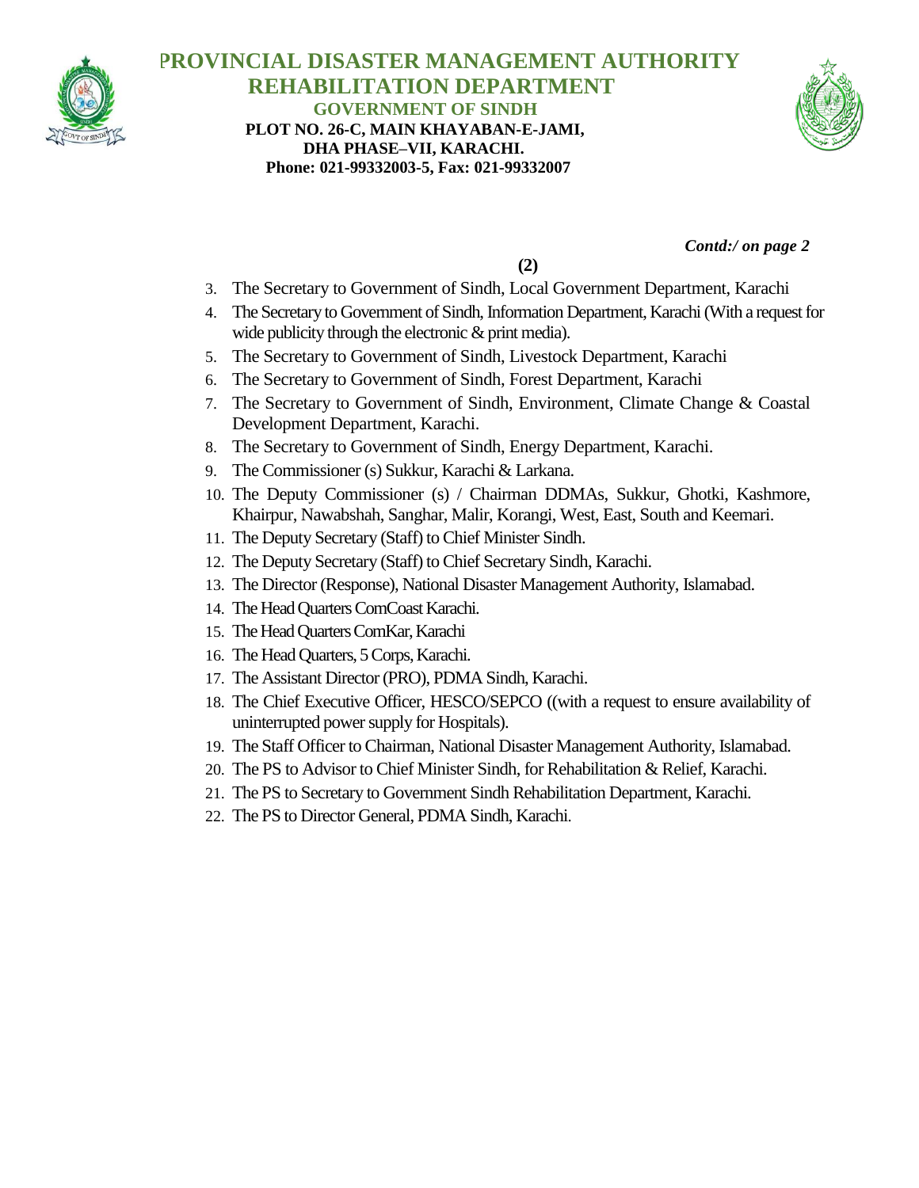# PROVINCIAL DISASTER MANAGEMENT AUTHORITY
## REHABILITATION DEPARTMENT
### GOVERNMENT OF SINDH

**PLOT NO. 26-C, MAIN KHAYABAN-E-JAMI,**
**DHA PHASE–VII, KARACHI.**
**Phone: 021-99332003-5, Fax: 021-99332007**

***Contd:/ on page 2***

**(2)**

3. The Secretary to Government of Sindh, Local Government Department, Karachi
4. The Secretary to Government of Sindh, Information Department, Karachi (With a request for wide publicity through the electronic & print media).
5. The Secretary to Government of Sindh, Livestock Department, Karachi
6. The Secretary to Government of Sindh, Forest Department, Karachi
7. The Secretary to Government of Sindh, Environment, Climate Change & Coastal Development Department, Karachi.
8. The Secretary to Government of Sindh, Energy Department, Karachi.
9. The Commissioner (s) Sukkur, Karachi & Larkana.
10. The Deputy Commissioner (s) / Chairman DDMAs, Sukkur, Ghotki, Kashmore, Khairpur, Nawabshah, Sanghar, Malir, Korangi, West, East, South and Keemari.
11. The Deputy Secretary (Staff) to Chief Minister Sindh.
12. The Deputy Secretary (Staff) to Chief Secretary Sindh, Karachi.
13. The Director (Response), National Disaster Management Authority, Islamabad.
14. The Head Quarters ComCoast Karachi.
15. The Head Quarters ComKar, Karachi
16. The Head Quarters, 5 Corps, Karachi.
17. The Assistant Director (PRO), PDMA Sindh, Karachi.
18. The Chief Executive Officer, HESCO/SEPCO ((with a request to ensure availability of uninterrupted power supply for Hospitals).
19. The Staff Officer to Chairman, National Disaster Management Authority, Islamabad.
20. The PS to Advisor to Chief Minister Sindh, for Rehabilitation & Relief, Karachi.
21. The PS to Secretary to Government Sindh Rehabilitation Department, Karachi.
22. The PS to Director General, PDMA Sindh, Karachi.